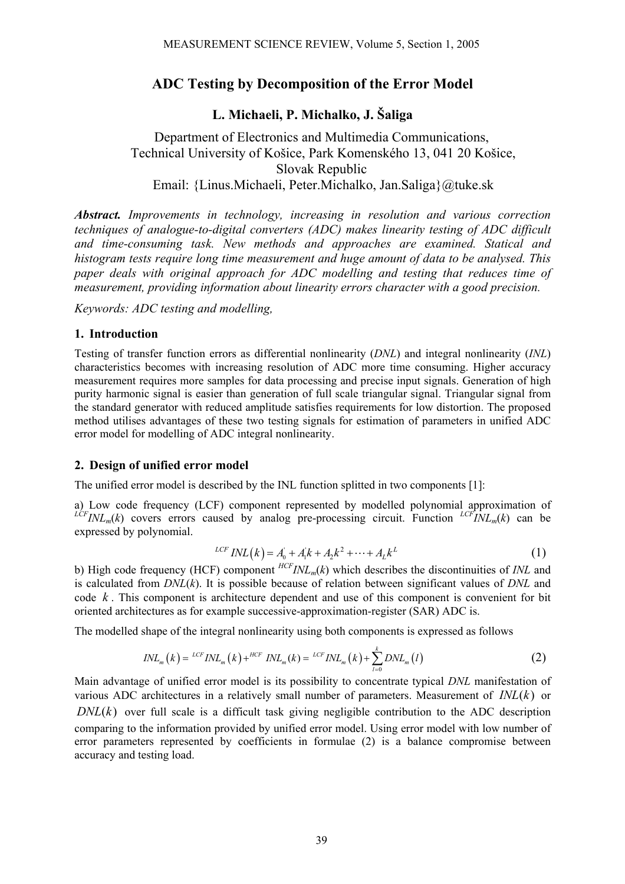# ADC Testing by Decomposition of the Error Model

**L. Michaeli, P. Michalko, J. Šaliga**

Department of Electronics and Multimedia Communications,
Technical University of Košice, Park Komenského 13, 041 20 Košice,
Slovak Republic
Email: {Linus.Michaeli, Peter.Michalko, Jan.Saliga}@tuke.sk

***Abstract.*** *Improvements in technology, increasing in resolution and various correction techniques of analogue-to-digital converters (ADC) makes linearity testing of ADC difficult and time-consuming task. New methods and approaches are examined. Statical and histogram tests require long time measurement and huge amount of data to be analysed. This paper deals with original approach for ADC modelling and testing that reduces time of measurement, providing information about linearity errors character with a good precision.*

*Keywords: ADC testing and modelling,*

## 1. Introduction

Testing of transfer function errors as differential nonlinearity (*DNL*) and integral nonlinearity (*INL*) characteristics becomes with increasing resolution of ADC more time consuming. Higher accuracy measurement requires more samples for data processing and precise input signals. Generation of high purity harmonic signal is easier than generation of full scale triangular signal. Triangular signal from the standard generator with reduced amplitude satisfies requirements for low distortion. The proposed method utilises advantages of these two testing signals for estimation of parameters in unified ADC error model for modelling of ADC integral nonlinearity.

## 2. Design of unified error model

The unified error model is described by the INL function splitted in two components [1]:

a) Low code frequency (LCF) component represented by modelled polynomial approximation of ${}^{LCF}INL_m(k)$ covers errors caused by analog pre-processing circuit. Function ${}^{LCF}INL_m(k)$ can be expressed by polynomial.

$$ {}^{LCF}INL(k) = A_0^{'} + A_1^{'}k + A_2k^2 + \cdots + A_Lk^L \tag{1} $$

b) High code frequency (HCF) component ${}^{HCF}INL_m(k)$ which describes the discontinuities of *INL* and is calculated from *DNL*(*k*). It is possible because of relation between significant values of *DNL* and code $k$. This component is architecture dependent and use of this component is convenient for bit oriented architectures as for example successive-approximation-register (SAR) ADC is.

The modelled shape of the integral nonlinearity using both components is expressed as follows

$$ INL_m(k) = {}^{LCF}INL_m(k) + {}^{HCF}INL_m(k) = {}^{LCF}INL_m(k) + \sum_{l=0}^{k} DNL_m(l) \tag{2} $$

Main advantage of unified error model is its possibility to concentrate typical *DNL* manifestation of various ADC architectures in a relatively small number of parameters. Measurement of $INL(k)$ or $DNL(k)$ over full scale is a difficult task giving negligible contribution to the ADC description comparing to the information provided by unified error model. Using error model with low number of error parameters represented by coefficients in formulae (2) is a balance compromise between accuracy and testing load.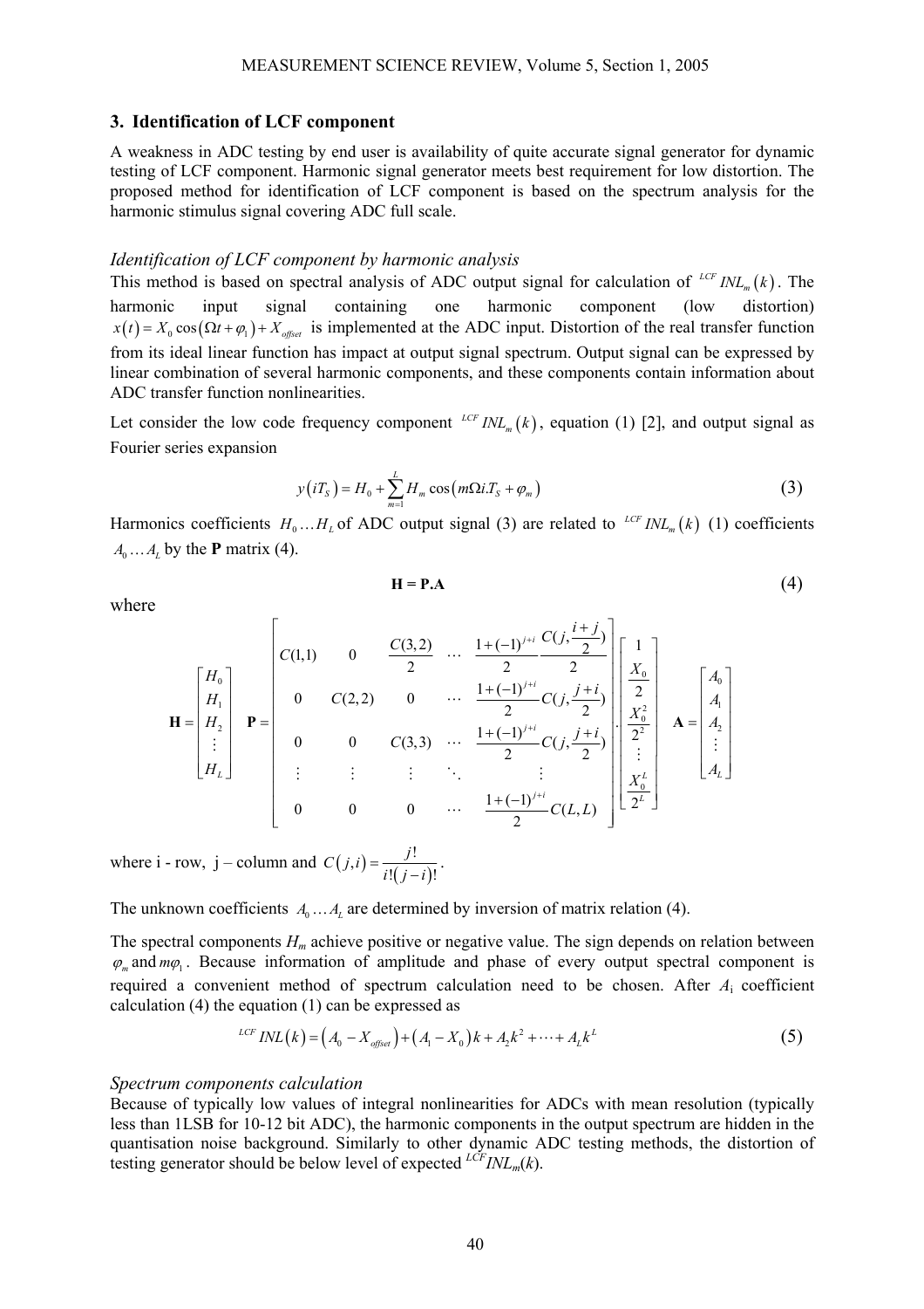## 3. Identification of LCF component

A weakness in ADC testing by end user is availability of quite accurate signal generator for dynamic testing of LCF component. Harmonic signal generator meets best requirement for low distortion. The proposed method for identification of LCF component is based on the spectrum analysis for the harmonic stimulus signal covering ADC full scale.

### *Identification of LCF component by harmonic analysis*

This method is based on spectral analysis of ADC output signal for calculation of ${}^{LCF}INL_m(k)$. The harmonic input signal containing one harmonic component (low distortion) $x(t) = X_0\cos(\Omega t + \varphi_1) + X_{offset}$ is implemented at the ADC input. Distortion of the real transfer function from its ideal linear function has impact at output signal spectrum. Output signal can be expressed by linear combination of several harmonic components, and these components contain information about ADC transfer function nonlinearities.

Let consider the low code frequency component ${}^{LCF}INL_m(k)$, equation (1) [2], and output signal as Fourier series expansion

$$y(iT_S) = H_0 + \sum_{m=1}^{L} H_m \cos(m\Omega i.T_S + \varphi_m) \tag{3}$$

Harmonics coefficients $H_0 \ldots H_L$ of ADC output signal (3) are related to ${}^{LCF}INL_m(k)$ (1) coefficients $A_0 \ldots A_L$ by the **P** matrix (4).

$$\mathbf{H} = \mathbf{P}.\mathbf{A} \tag{4}$$

where

$$\mathbf{H} = \begin{bmatrix} H_0 \\ H_1 \\ H_2 \\ \vdots \\ H_L \end{bmatrix} \quad \mathbf{P} = \begin{bmatrix} C(1,1) & 0 & \frac{C(3,2)}{2} & \cdots & \frac{1+(-1)^{j+i}}{2}\frac{C(j,\frac{i+j}{2})}{2} \\ 0 & C(2,2) & 0 & \cdots & \frac{1+(-1)^{j+i}}{2}C(j,\frac{j+i}{2}) \\ 0 & 0 & C(3,3) & \cdots & \frac{1+(-1)^{j+i}}{2}C(j,\frac{j+i}{2}) \\ \vdots & \vdots & \vdots & \ddots & \vdots \\ 0 & 0 & 0 & \cdots & \frac{1+(-1)^{j+i}}{2}C(L,L) \end{bmatrix} . \begin{bmatrix} 1 \\ \frac{X_0}{2} \\ \frac{X_0^2}{2^2} \\ \vdots \\ \frac{X_0^L}{2^L} \end{bmatrix} \quad \mathbf{A} = \begin{bmatrix} A_0 \\ A_1 \\ A_2 \\ \vdots \\ A_L \end{bmatrix}$$

where i - row, j – column and $C(j,i) = \frac{j!}{i!(j-i)!}$.

The unknown coefficients $A_0 \ldots A_L$ are determined by inversion of matrix relation (4).

The spectral components $H_m$ achieve positive or negative value. The sign depends on relation between $\varphi_m$ and $m\varphi_1$. Because information of amplitude and phase of every output spectral component is required a convenient method of spectrum calculation need to be chosen. After $A_i$ coefficient calculation (4) the equation (1) can be expressed as

$${}^{LCF}INL(k) = (A_0 - X_{offset}) + (A_1 - X_0)k + A_2k^2 + \cdots + A_Lk^L \tag{5}$$

### *Spectrum components calculation*

Because of typically low values of integral nonlinearities for ADCs with mean resolution (typically less than 1LSB for 10-12 bit ADC), the harmonic components in the output spectrum are hidden in the quantisation noise background. Similarly to other dynamic ADC testing methods, the distortion of testing generator should be below level of expected ${}^{LCF}INL_m(k)$.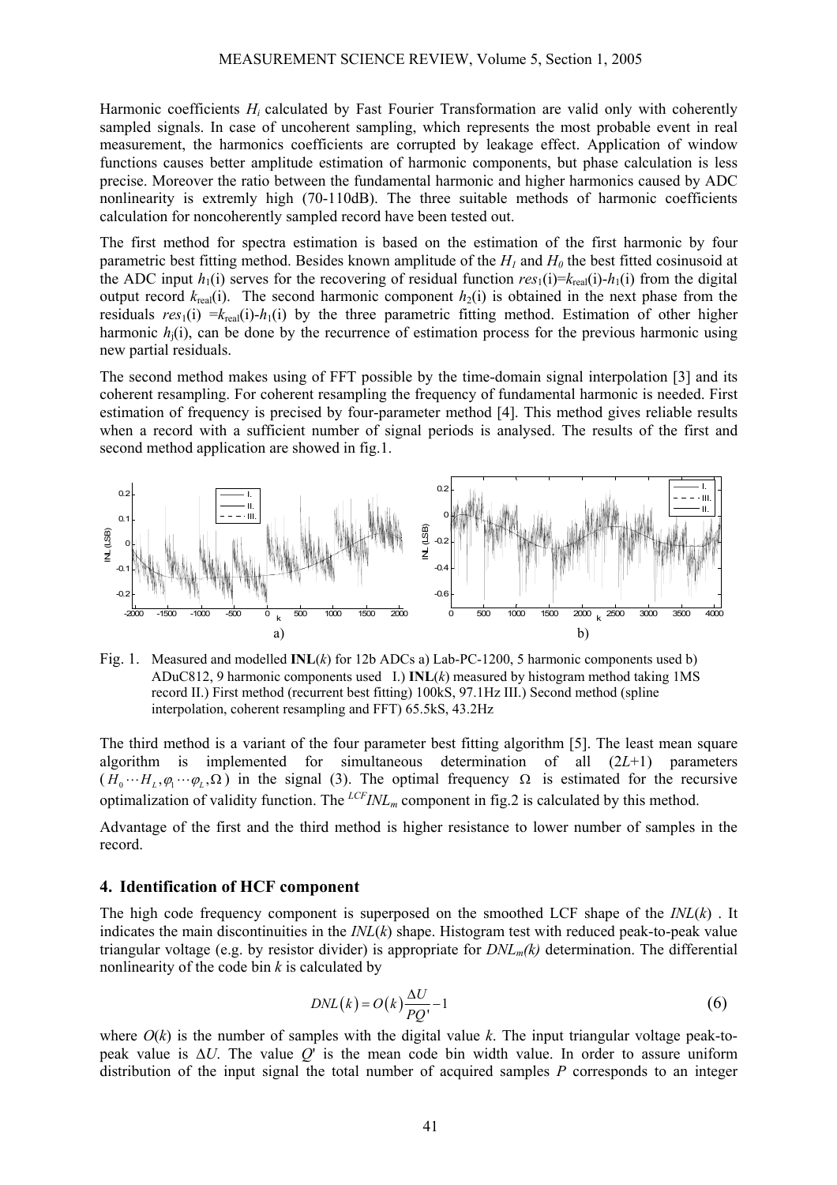Harmonic coefficients $H_i$ calculated by Fast Fourier Transformation are valid only with coherently sampled signals. In case of uncoherent sampling, which represents the most probable event in real measurement, the harmonics coefficients are corrupted by leakage effect. Application of window functions causes better amplitude estimation of harmonic components, but phase calculation is less precise. Moreover the ratio between the fundamental harmonic and higher harmonics caused by ADC nonlinearity is extremly high (70-110dB). The three suitable methods of harmonic coefficients calculation for noncoherently sampled record have been tested out.

The first method for spectra estimation is based on the estimation of the first harmonic by four parametric best fitting method. Besides known amplitude of the $H_1$ and $H_0$ the best fitted cosinusoid at the ADC input $h_1(i)$ serves for the recovering of residual function $res_1(i)=k_{\text{real}}(i)-h_1(i)$ from the digital output record $k_{\text{real}}(i)$. The second harmonic component $h_2(i)$ is obtained in the next phase from the residuals $res_1(i) = k_{\text{real}}(i)-h_1(i)$ by the three parametric fitting method. Estimation of other higher harmonic $h_j(i)$, can be done by the recurrence of estimation process for the previous harmonic using new partial residuals.

The second method makes using of FFT possible by the time-domain signal interpolation [3] and its coherent resampling. For coherent resampling the frequency of fundamental harmonic is needed. First estimation of frequency is precised by four-parameter method [4]. This method gives reliable results when a record with a sufficient number of signal periods is analysed. The results of the first and second method application are showed in fig.1.

Fig. 1. Measured and modelled **INL**($k$) for 12b ADCs a) Lab-PC-1200, 5 harmonic components used b) ADuC812, 9 harmonic components used I.) **INL**($k$) measured by histogram method taking 1MS record II.) First method (recurrent best fitting) 100kS, 97.1Hz III.) Second method (spline interpolation, coherent resampling and FFT) 65.5kS, 43.2Hz

The third method is a variant of the four parameter best fitting algorithm [5]. The least mean square algorithm is implemented for simultaneous determination of all $(2L+1)$ parameters $(H_0 \cdots H_L, \varphi_1 \cdots \varphi_L, \Omega)$ in the signal (3). The optimal frequency $\Omega$ is estimated for the recursive optimalization of validity function. The $^{LCF}INL_m$ component in fig.2 is calculated by this method.

Advantage of the first and the third method is higher resistance to lower number of samples in the record.

## 4. Identification of HCF component

The high code frequency component is superposed on the smoothed LCF shape of the $INL(k)$ . It indicates the main discontinuities in the $INL(k)$ shape. Histogram test with reduced peak-to-peak value triangular voltage (e.g. by resistor divider) is appropriate for $DNL_m(k)$ determination. The differential nonlinearity of the code bin $k$ is calculated by

$$DNL(k) = O(k)\frac{\Delta U}{PQ'} - 1 \tag{6}$$

where $O(k)$ is the number of samples with the digital value $k$. The input triangular voltage peak-to-peak value is $\Delta U$. The value $Q'$ is the mean code bin width value. In order to assure uniform distribution of the input signal the total number of acquired samples $P$ corresponds to an integer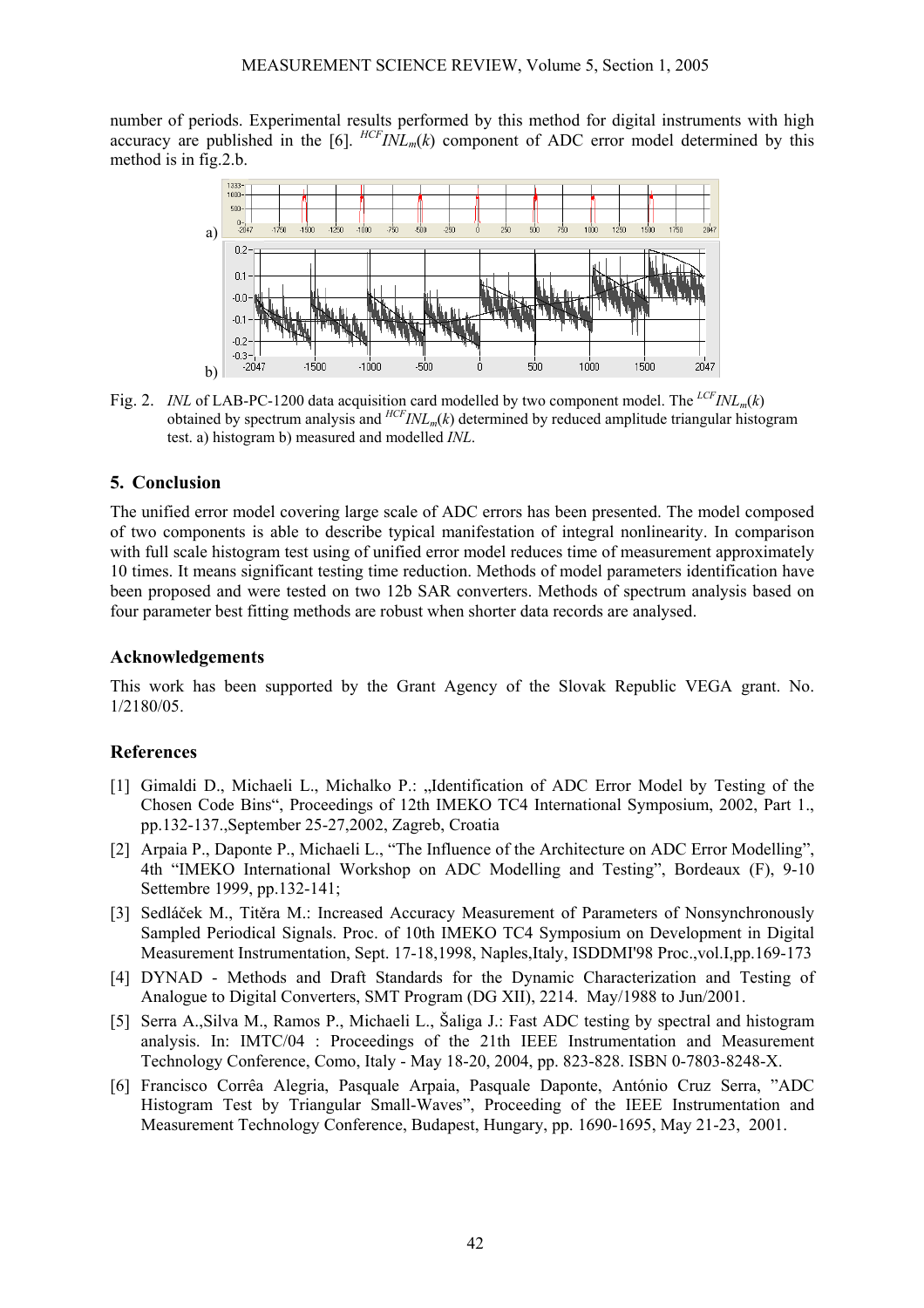number of periods. Experimental results performed by this method for digital instruments with high accuracy are published in the [6]. $^{HCF}INL_m(k)$ component of ADC error model determined by this method is in fig.2.b.

a)

1333
1000
500
0
-2047 -1750 -1500 -1250 -1000 -750 -500 -250 0 250 500 750 1000 1250 1500 1750 2047

b)

0.2
0.1
-0.0
-0.1
-0.2
-0.3
-2047 -1500 -1000 -500 0 500 1000 1500 2047

Fig. 2. *INL* of LAB-PC-1200 data acquisition card modelled by two component model. The $^{LCF}INL_m(k)$ obtained by spectrum analysis and $^{HCF}INL_m(k)$ determined by reduced amplitude triangular histogram test. a) histogram b) measured and modelled *INL*.

## 5. Conclusion

The unified error model covering large scale of ADC errors has been presented. The model composed of two components is able to describe typical manifestation of integral nonlinearity. In comparison with full scale histogram test using of unified error model reduces time of measurement approximately 10 times. It means significant testing time reduction. Methods of model parameters identification have been proposed and were tested on two 12b SAR converters. Methods of spectrum analysis based on four parameter best fitting methods are robust when shorter data records are analysed.

## Acknowledgements

This work has been supported by the Grant Agency of the Slovak Republic VEGA grant. No. 1/2180/05.

## References

[1] Gimaldi D., Michaeli L., Michalko P.: „Identification of ADC Error Model by Testing of the Chosen Code Bins", Proceedings of 12th IMEKO TC4 International Symposium, 2002, Part 1., pp.132-137.,September 25-27,2002, Zagreb, Croatia

[2] Arpaia P., Daponte P., Michaeli L., "The Influence of the Architecture on ADC Error Modelling", 4th "IMEKO International Workshop on ADC Modelling and Testing", Bordeaux (F), 9-10 Settembre 1999, pp.132-141;

[3] Sedláček M., Titěra M.: Increased Accuracy Measurement of Parameters of Nonsynchronously Sampled Periodical Signals. Proc. of 10th IMEKO TC4 Symposium on Development in Digital Measurement Instrumentation, Sept. 17-18,1998, Naples,Italy, ISDDMI'98 Proc.,vol.I,pp.169-173

[4] DYNAD - Methods and Draft Standards for the Dynamic Characterization and Testing of Analogue to Digital Converters, SMT Program (DG XII), 2214. May/1988 to Jun/2001.

[5] Serra A.,Silva M., Ramos P., Michaeli L., Šaliga J.: Fast ADC testing by spectral and histogram analysis. In: IMTC/04 : Proceedings of the 21th IEEE Instrumentation and Measurement Technology Conference, Como, Italy - May 18-20, 2004, pp. 823-828. ISBN 0-7803-8248-X.

[6] Francisco Corrêa Alegria, Pasquale Arpaia, Pasquale Daponte, António Cruz Serra, "ADC Histogram Test by Triangular Small-Waves", Proceeding of the IEEE Instrumentation and Measurement Technology Conference, Budapest, Hungary, pp. 1690-1695, May 21-23, 2001.